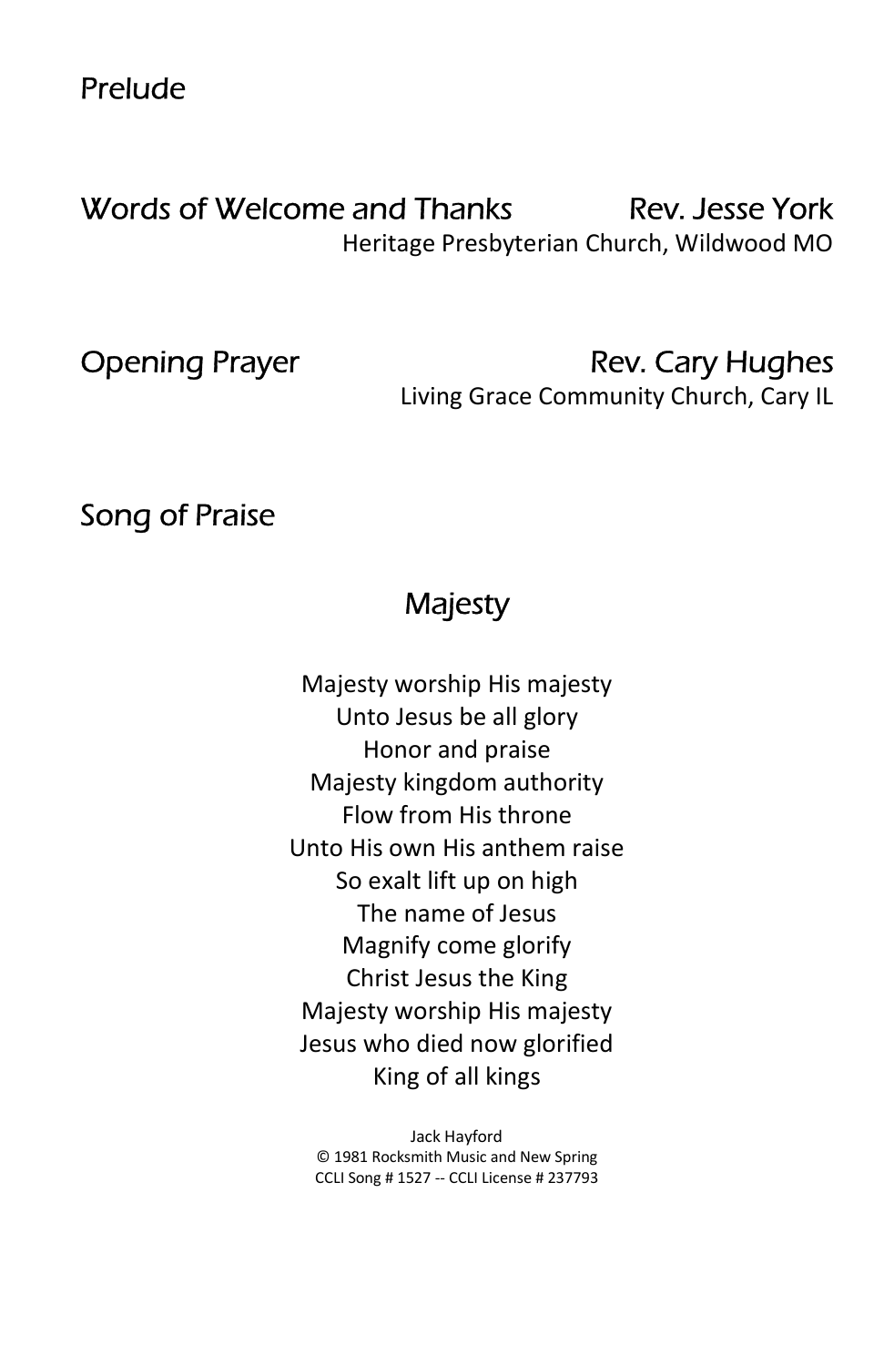## Prelude

## Words of Welcome and Thanks — Rev. Jesse York

Heritage Presbyterian Church, Wildwood MO

## Opening Prayer — Rev. Cary Hughes

Living Grace Community Church, Cary IL

## Song of Praise

### Majesty

Majesty worship His majesty  
Unto Jesus be all glory  
Honor and praise  
Majesty kingdom authority  
Flow from His throne  
Unto His own His anthem raise  
So exalt lift up on high  
The name of Jesus  
Magnify come glorify  
Christ Jesus the King  
Majesty worship His majesty  
Jesus who died now glorified  
King of all kings

Jack Hayford  
© 1981 Rocksmith Music and New Spring  
CCLI Song # 1527 -- CCLI License # 237793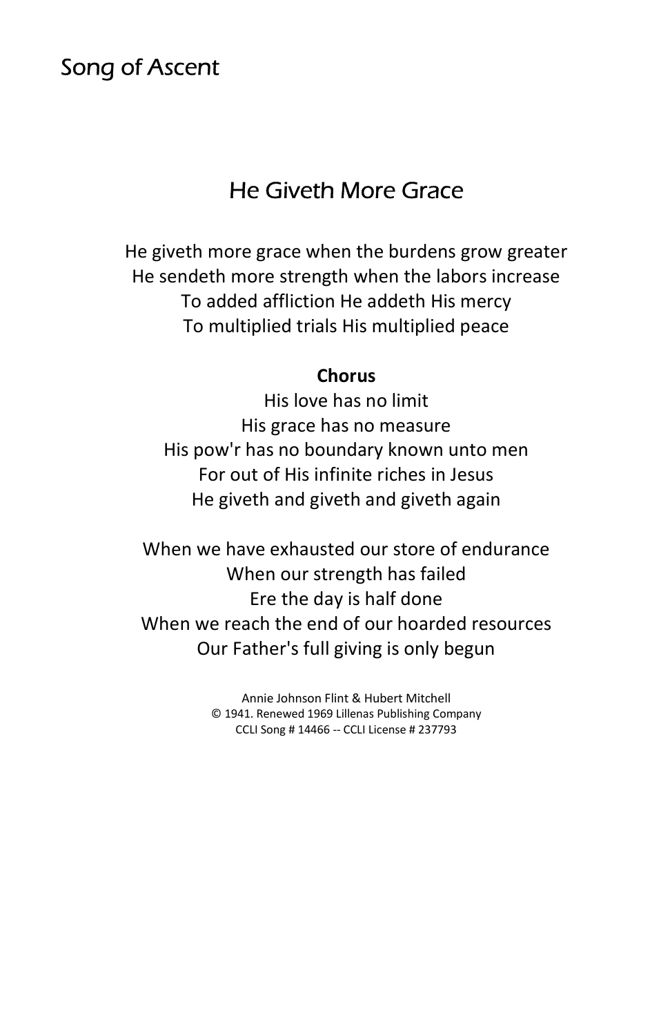## Song of Ascent

# He Giveth More Grace

He giveth more grace when the burdens grow greater
He sendeth more strength when the labors increase
To added affliction He addeth His mercy
To multiplied trials His multiplied peace

**Chorus**
His love has no limit
His grace has no measure
His pow'r has no boundary known unto men
For out of His infinite riches in Jesus
He giveth and giveth and giveth again

When we have exhausted our store of endurance
When our strength has failed
Ere the day is half done
When we reach the end of our hoarded resources
Our Father's full giving is only begun

Annie Johnson Flint & Hubert Mitchell
© 1941. Renewed 1969 Lillenas Publishing Company
CCLI Song # 14466 -- CCLI License # 237793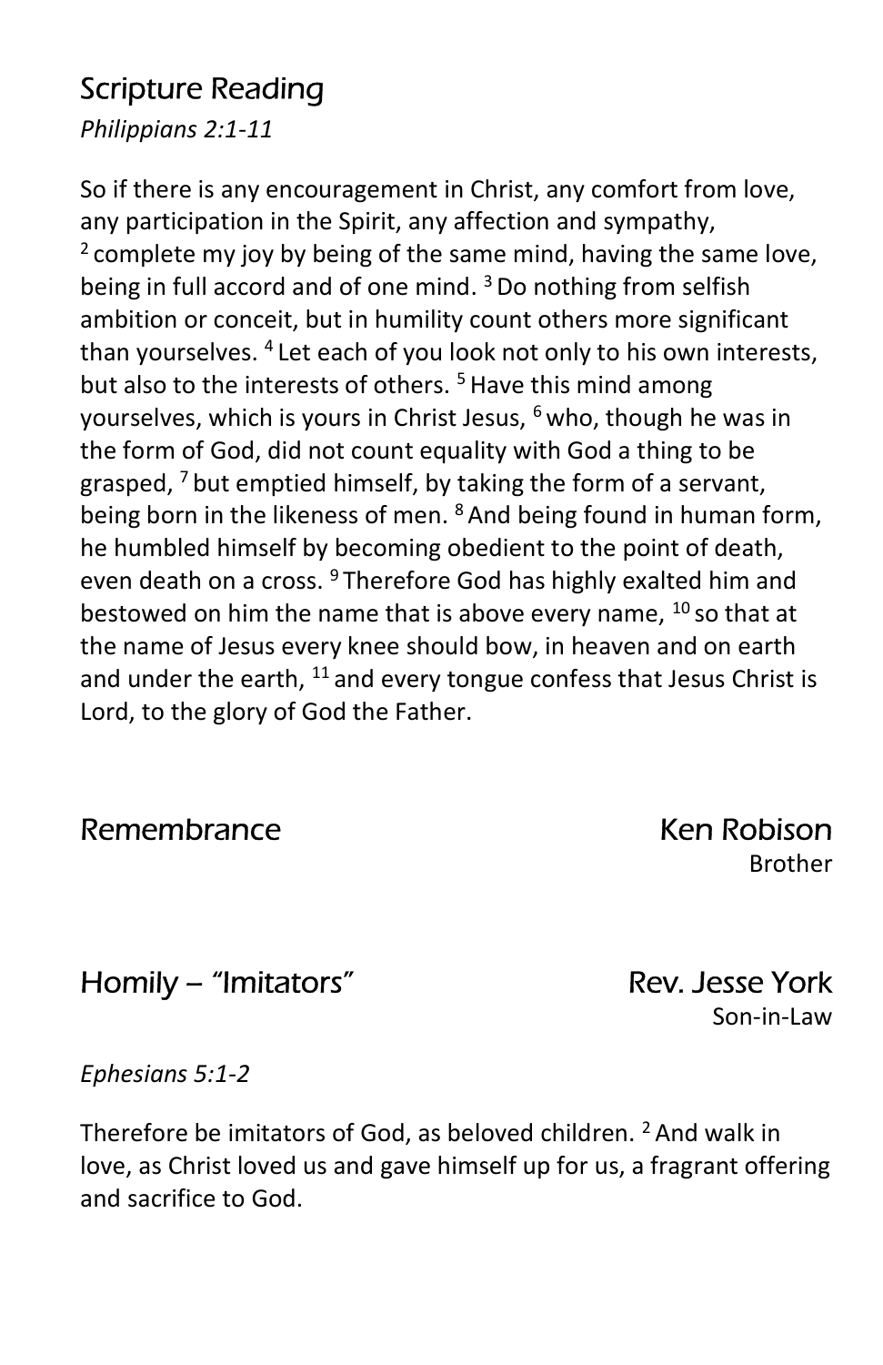## Scripture Reading

*Philippians 2:1-11*

So if there is any encouragement in Christ, any comfort from love, any participation in the Spirit, any affection and sympathy, [2] complete my joy by being of the same mind, having the same love, being in full accord and of one mind. [3] Do nothing from selfish ambition or conceit, but in humility count others more significant than yourselves. [4] Let each of you look not only to his own interests, but also to the interests of others. [5] Have this mind among yourselves, which is yours in Christ Jesus, [6] who, though he was in the form of God, did not count equality with God a thing to be grasped, [7] but emptied himself, by taking the form of a servant, being born in the likeness of men. [8] And being found in human form, he humbled himself by becoming obedient to the point of death, even death on a cross. [9] Therefore God has highly exalted him and bestowed on him the name that is above every name, [10] so that at the name of Jesus every knee should bow, in heaven and on earth and under the earth, [11] and every tongue confess that Jesus Christ is Lord, to the glory of God the Father.

## Remembrance — Ken Robison

Brother

## Homily – "Imitators" — Rev. Jesse York

Son-in-Law

*Ephesians 5:1-2*

Therefore be imitators of God, as beloved children. [2] And walk in love, as Christ loved us and gave himself up for us, a fragrant offering and sacrifice to God.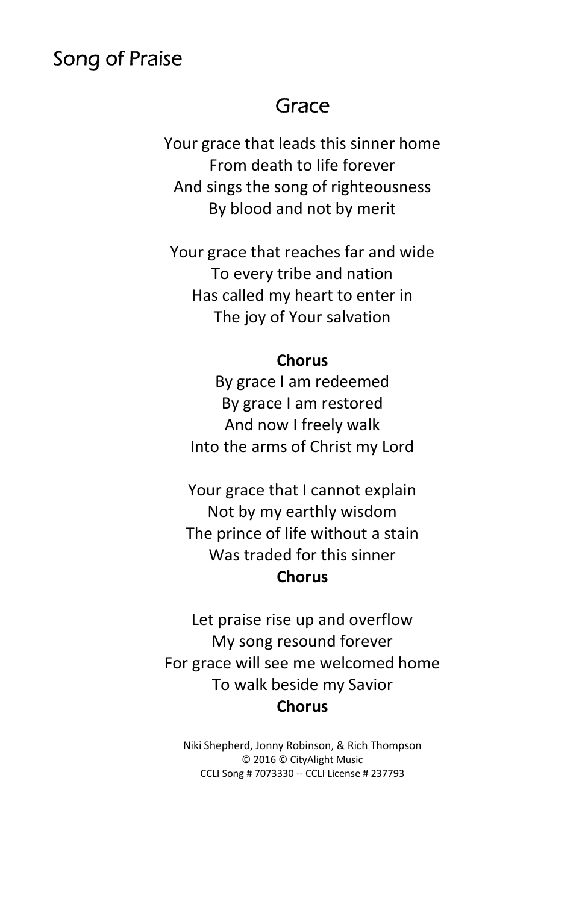# Song of Praise

## Grace

Your grace that leads this sinner home
From death to life forever
And sings the song of righteousness
By blood and not by merit

Your grace that reaches far and wide
To every tribe and nation
Has called my heart to enter in
The joy of Your salvation

**Chorus**
By grace I am redeemed
By grace I am restored
And now I freely walk
Into the arms of Christ my Lord

Your grace that I cannot explain
Not by my earthly wisdom
The prince of life without a stain
Was traded for this sinner
**Chorus**

Let praise rise up and overflow
My song resound forever
For grace will see me welcomed home
To walk beside my Savior
**Chorus**

Niki Shepherd, Jonny Robinson, & Rich Thompson
© 2016 © CityAlight Music
CCLI Song # 7073330 -- CCLI License # 237793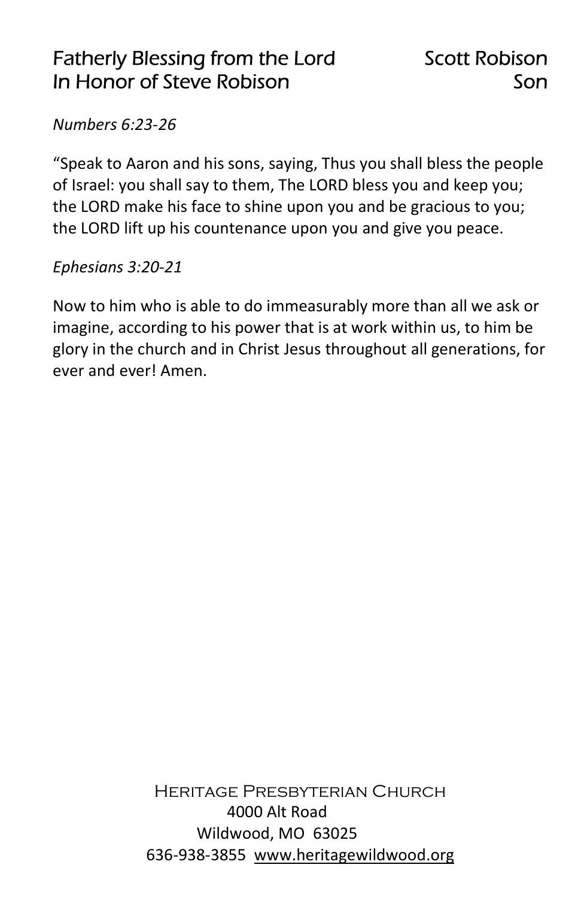## Fatherly Blessing from the Lord — Scott Robison
## In Honor of Steve Robison — Son

*Numbers 6:23-26*

"Speak to Aaron and his sons, saying, Thus you shall bless the people of Israel: you shall say to them, The LORD bless you and keep you; the LORD make his face to shine upon you and be gracious to you; the LORD lift up his countenance upon you and give you peace.

*Ephesians 3:20-21*

Now to him who is able to do immeasurably more than all we ask or imagine, according to his power that is at work within us, to him be glory in the church and in Christ Jesus throughout all generations, for ever and ever! Amen.

Heritage Presbyterian Church
4000 Alt Road
Wildwood, MO 63025
636-938-3855 www.heritagewildwood.org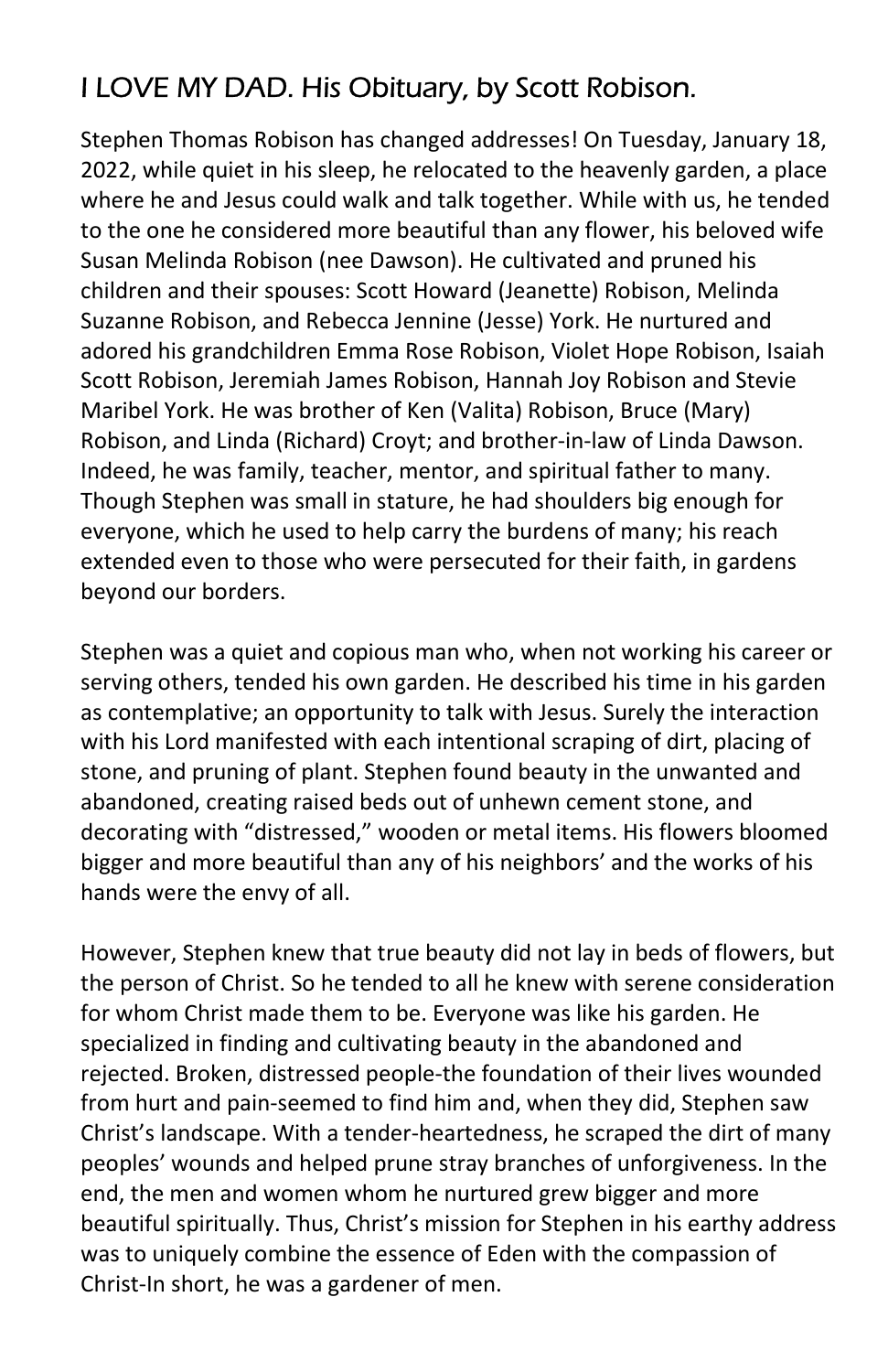## I LOVE MY DAD. His Obituary, by Scott Robison.

Stephen Thomas Robison has changed addresses! On Tuesday, January 18, 2022, while quiet in his sleep, he relocated to the heavenly garden, a place where he and Jesus could walk and talk together. While with us, he tended to the one he considered more beautiful than any flower, his beloved wife Susan Melinda Robison (nee Dawson). He cultivated and pruned his children and their spouses: Scott Howard (Jeanette) Robison, Melinda Suzanne Robison, and Rebecca Jennine (Jesse) York. He nurtured and adored his grandchildren Emma Rose Robison, Violet Hope Robison, Isaiah Scott Robison, Jeremiah James Robison, Hannah Joy Robison and Stevie Maribel York. He was brother of Ken (Valita) Robison, Bruce (Mary) Robison, and Linda (Richard) Croyt; and brother-in-law of Linda Dawson. Indeed, he was family, teacher, mentor, and spiritual father to many. Though Stephen was small in stature, he had shoulders big enough for everyone, which he used to help carry the burdens of many; his reach extended even to those who were persecuted for their faith, in gardens beyond our borders.

Stephen was a quiet and copious man who, when not working his career or serving others, tended his own garden. He described his time in his garden as contemplative; an opportunity to talk with Jesus. Surely the interaction with his Lord manifested with each intentional scraping of dirt, placing of stone, and pruning of plant. Stephen found beauty in the unwanted and abandoned, creating raised beds out of unhewn cement stone, and decorating with "distressed," wooden or metal items. His flowers bloomed bigger and more beautiful than any of his neighbors' and the works of his hands were the envy of all.

However, Stephen knew that true beauty did not lay in beds of flowers, but the person of Christ. So he tended to all he knew with serene consideration for whom Christ made them to be. Everyone was like his garden. He specialized in finding and cultivating beauty in the abandoned and rejected. Broken, distressed people-the foundation of their lives wounded from hurt and pain-seemed to find him and, when they did, Stephen saw Christ's landscape. With a tender-heartedness, he scraped the dirt of many peoples' wounds and helped prune stray branches of unforgiveness. In the end, the men and women whom he nurtured grew bigger and more beautiful spiritually. Thus, Christ's mission for Stephen in his earthy address was to uniquely combine the essence of Eden with the compassion of Christ-In short, he was a gardener of men.